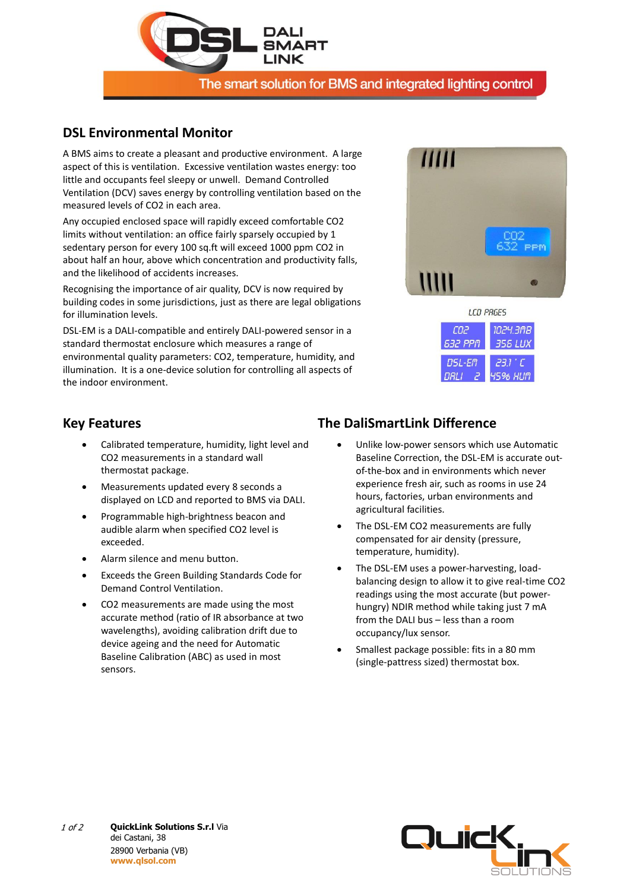DALI SMART LINK

The smart solution for BMS and integrated lighting control

## DSL Environmental Monitor

A BMS aims to create a pleasant and productive environment. A large aspect of this is ventilation. Excessive ventilation wastes energy: too little and occupants feel sleepy or unwell. Demand Controlled Ventilation (DCV) saves energy by controlling ventilation based on the measured levels of $CO_2$ in each area.

Any occupied enclosed space will rapidly exceed comfortable $CO_2$ limits without ventilation: an office fairly sparsely occupied by 1 sedentary person for every 100 sq.ft will exceed 1000 ppm $CO_2$ in about half an hour, above which concentration and productivity falls, and the likelihood of accidents increases.

Recognising the importance of air quality, DCV is now required by building codes in some jurisdictions, just as there are legal obligations for illumination levels.

DSL-EM is a DALI-compatible and entirely DALI-powered sensor in a standard thermostat enclosure which measures a range of environmental quality parameters: $CO_2$, temperature, humidity, and illumination. It is a one-device solution for controlling all aspects of the indoor environment.

LCD PAGES

| | |
|---|---|
| CO2 632 PPM | 1024.3MB 356 LUX |
| DSL-EM DALI 2 | 23.1 ° C 45% HUM |

## Key Features

- Calibrated temperature, humidity, light level and $CO_2$ measurements in a standard wall thermostat package.
- Measurements updated every 8 seconds a displayed on LCD and reported to BMS via DALI.
- Programmable high-brightness beacon and audible alarm when specified $CO_2$ level is exceeded.
- Alarm silence and menu button.
- Exceeds the Green Building Standards Code for Demand Control Ventilation.
- $CO_2$ measurements are made using the most accurate method (ratio of IR absorbance at two wavelengths), avoiding calibration drift due to device ageing and the need for Automatic Baseline Calibration (ABC) as used in most sensors.

## The DaliSmartLink Difference

- Unlike low-power sensors which use Automatic Baseline Correction, the DSL-EM is accurate out-of-the-box and in environments which never experience fresh air, such as rooms in use 24 hours, factories, urban environments and agricultural facilities.
- The DSL-EM $CO_2$ measurements are fully compensated for air density (pressure, temperature, humidity).
- The DSL-EM uses a power-harvesting, load-balancing design to allow it to give real-time $CO_2$ readings using the most accurate (but power-hungry) NDIR method while taking just 7 mA from the DALI bus – less than a room occupancy/lux sensor.
- Smallest package possible: fits in a 80 mm (single-pattress sized) thermostat box.

**QuickLink Solutions S.r.l** Via dei Castani, 38
28900 Verbania (VB)
**www.qlsol.com**

QuickLink SOLUTIONS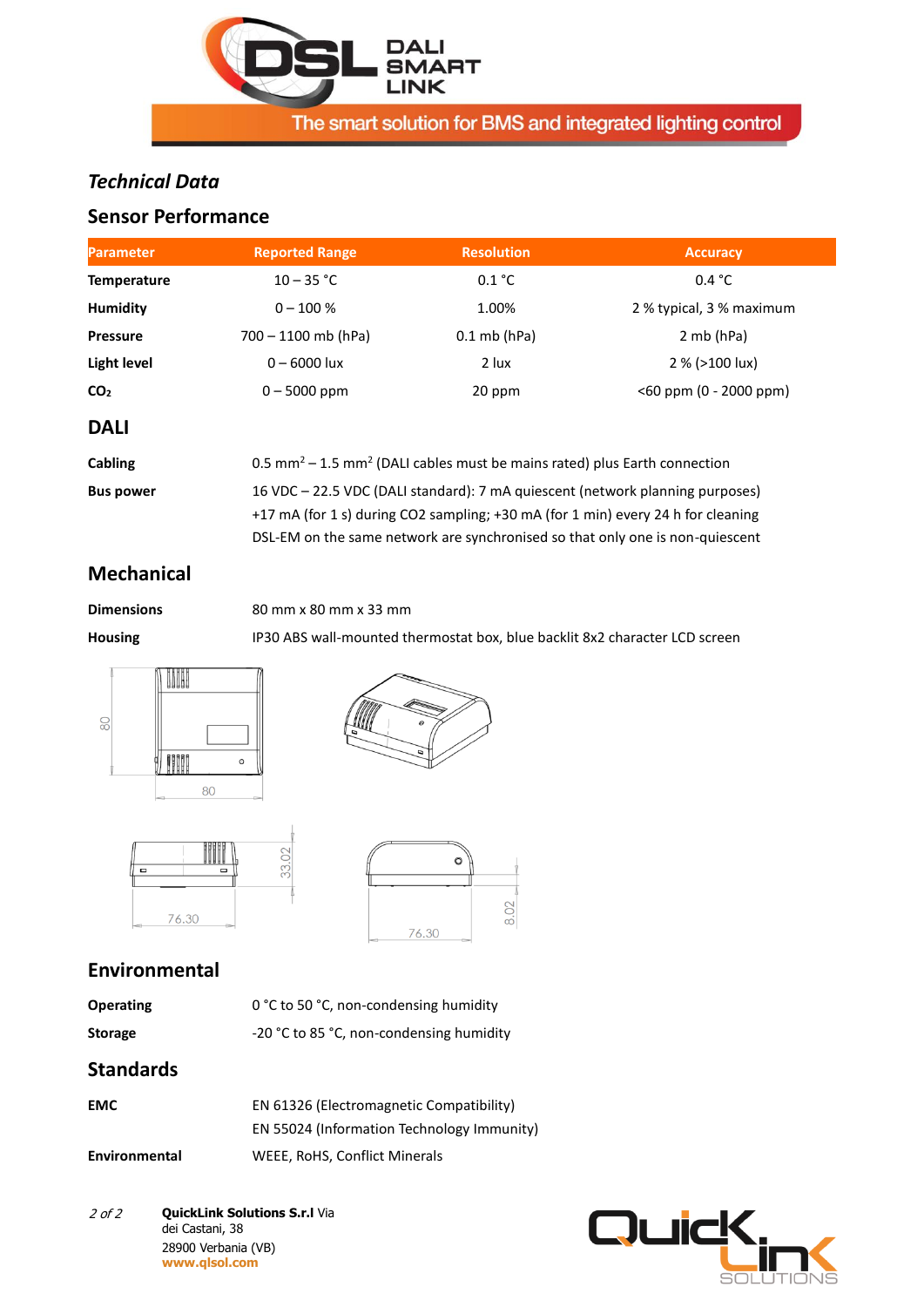## *Technical Data*

## Sensor Performance

| Parameter | Reported Range | Resolution | Accuracy |
|---|---|---|---|
| **Temperature** | 10 – 35 °C | 0.1 °C | 0.4 °C |
| **Humidity** | 0 – 100 % | 1.00% | 2 % typical, 3 % maximum |
| **Pressure** | 700 – 1100 mb (hPa) | 0.1 mb (hPa) | 2 mb (hPa) |
| **Light level** | 0 – 6000 lux | 2 lux | 2 % (>100 lux) |
| **$CO_2$** | 0 – 5000 ppm | 20 ppm | <60 ppm (0 - 2000 ppm) |

## DALI

| | |
|---|---|
| **Cabling** | 0.5 mm$^2$ – 1.5 mm$^2$ (DALI cables must be mains rated) plus Earth connection |
| **Bus power** | 16 VDC – 22.5 VDC (DALI standard): 7 mA quiescent (network planning purposes)<br>+17 mA (for 1 s) during CO2 sampling; +30 mA (for 1 min) every 24 h for cleaning<br>DSL-EM on the same network are synchronised so that only one is non-quiescent |

## Mechanical

| | |
|---|---|
| **Dimensions** | 80 mm x 80 mm x 33 mm |
| **Housing** | IP30 ABS wall-mounted thermostat box, blue backlit 8x2 character LCD screen |

80

80

33.02

76.30

76.30

8.02

## Environmental

| | |
|---|---|
| **Operating** | 0 °C to 50 °C, non-condensing humidity |
| **Storage** | -20 °C to 85 °C, non-condensing humidity |

## Standards

| | |
|---|---|
| **EMC** | EN 61326 (Electromagnetic Compatibility)<br>EN 55024 (Information Technology Immunity) |
| **Environmental** | WEEE, RoHS, Conflict Minerals |

**QuickLink Solutions S.r.l** Via dei Castani, 38
28900 Verbania (VB)
**www.qlsol.com**